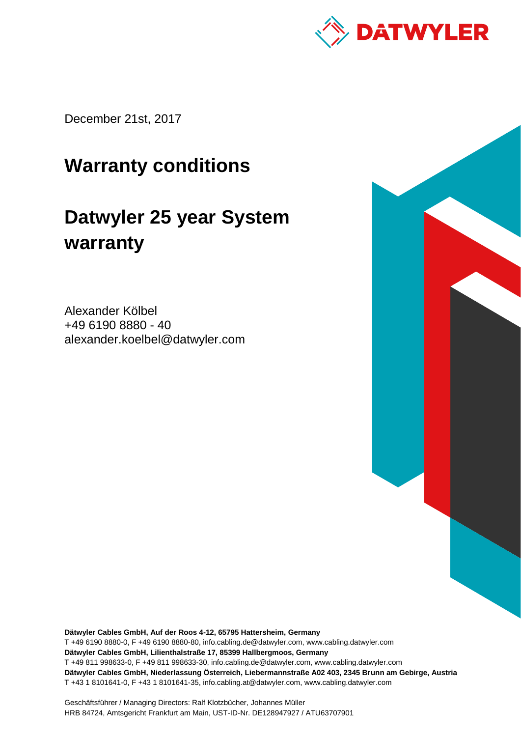December 21st, 2017

# Warranty conditions

# Datwyler 25 year System warranty

Alexander Kölbel
+49 6190 8880 - 40
alexander.koelbel@datwyler.com

**Dätwyler Cables GmbH, Auf der Roos 4-12, 65795 Hattersheim, Germany**
T +49 6190 8880-0, F +49 6190 8880-80, info.cabling.de@datwyler.com, www.cabling.datwyler.com
**Dätwyler Cables GmbH, Lilienthalstraße 17, 85399 Hallbergmoos, Germany**
T +49 811 998633-0, F +49 811 998633-30, info.cabling.de@datwyler.com, www.cabling.datwyler.com
**Dätwyler Cables GmbH, Niederlassung Österreich, Liebermannstraße A02 403, 2345 Brunn am Gebirge, Austria**
T +43 1 8101641-0, F +43 1 8101641-35, info.cabling.at@datwyler.com, www.cabling.datwyler.com

Geschäftsführer / Managing Directors: Ralf Klotzbücher, Johannes Müller
HRB 84724, Amtsgericht Frankfurt am Main, UST-ID-Nr. DE128947927 / ATU63707901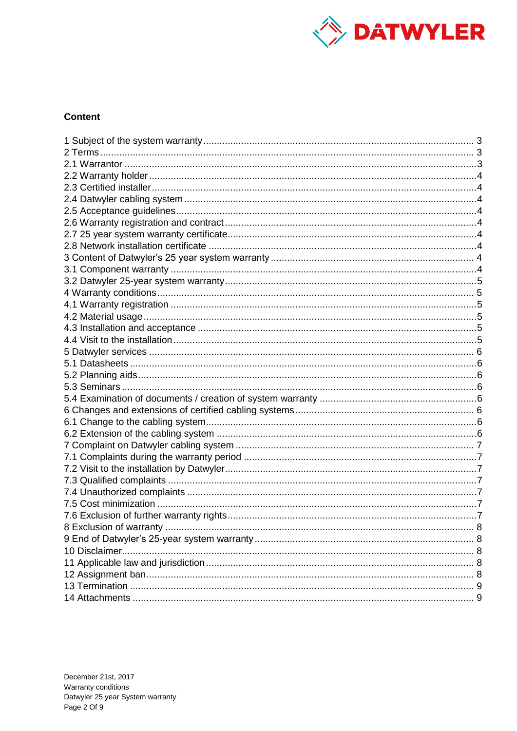## Content

1 Subject of the system warranty ..... 3
2 Terms ..... 3
2.1 Warrantor ..... 3
2.2 Warranty holder ..... 4
2.3 Certified installer ..... 4
2.4 Datwyler cabling system ..... 4
2.5 Acceptance guidelines ..... 4
2.6 Warranty registration and contract ..... 4
2.7 25 year system warranty certificate ..... 4
2.8 Network installation certificate ..... 4
3 Content of Datwyler's 25 year system warranty ..... 4
3.1 Component warranty ..... 4
3.2 Datwyler 25-year system warranty ..... 5
4 Warranty conditions ..... 5
4.1 Warranty registration ..... 5
4.2 Material usage ..... 5
4.3 Installation and acceptance ..... 5
4.4 Visit to the installation ..... 5
5 Datwyler services ..... 6
5.1 Datasheets ..... 6
5.2 Planning aids ..... 6
5.3 Seminars ..... 6
5.4 Examination of documents / creation of system warranty ..... 6
6 Changes and extensions of certified cabling systems ..... 6
6.1 Change to the cabling system ..... 6
6.2 Extension of the cabling system ..... 6
7 Complaint on Datwyler cabling system ..... 7
7.1 Complaints during the warranty period ..... 7
7.2 Visit to the installation by Datwyler ..... 7
7.3 Qualified complaints ..... 7
7.4 Unauthorized complaints ..... 7
7.5 Cost minimization ..... 7
7.6 Exclusion of further warranty rights ..... 7
8 Exclusion of warranty ..... 8
9 End of Datwyler's 25-year system warranty ..... 8
10 Disclaimer ..... 8
11 Applicable law and jurisdiction ..... 8
12 Assignment ban ..... 8
13 Termination ..... 9
14 Attachments ..... 9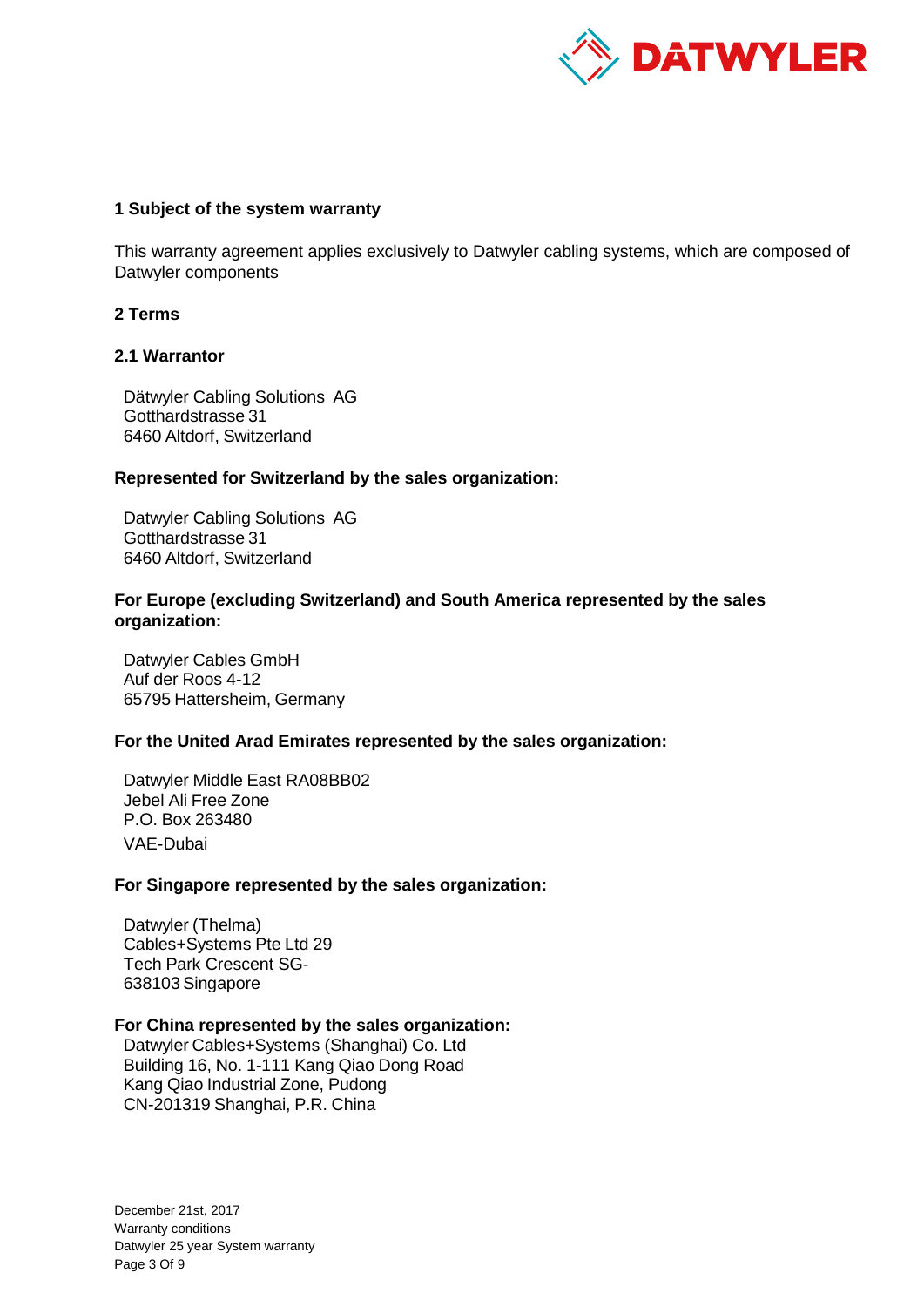## 1 Subject of the system warranty

This warranty agreement applies exclusively to Datwyler cabling systems, which are composed of Datwyler components

## 2 Terms

### 2.1 Warrantor

Dätwyler Cabling Solutions AG
Gotthardstrasse 31
6460 Altdorf, Switzerland

**Represented for Switzerland by the sales organization:**

Datwyler Cabling Solutions AG
Gotthardstrasse 31
6460 Altdorf, Switzerland

**For Europe (excluding Switzerland) and South America represented by the sales organization:**

Datwyler Cables GmbH
Auf der Roos 4-12
65795 Hattersheim, Germany

**For the United Arad Emirates represented by the sales organization:**

Datwyler Middle East RA08BB02
Jebel Ali Free Zone
P.O. Box 263480
VAE-Dubai

**For Singapore represented by the sales organization:**

Datwyler (Thelma)
Cables+Systems Pte Ltd 29
Tech Park Crescent SG-
638103 Singapore

**For China represented by the sales organization:**

Datwyler Cables+Systems (Shanghai) Co. Ltd
Building 16, No. 1-111 Kang Qiao Dong Road
Kang Qiao Industrial Zone, Pudong
CN-201319 Shanghai, P.R. China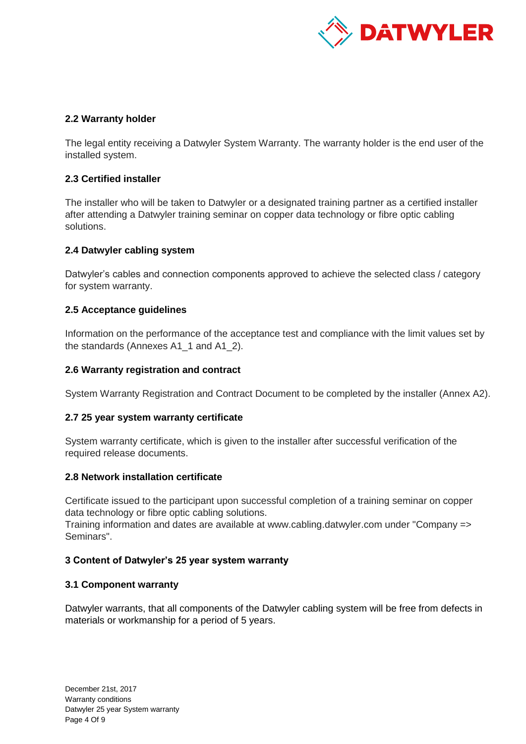### 2.2 Warranty holder

The legal entity receiving a Datwyler System Warranty. The warranty holder is the end user of the installed system.

### 2.3 Certified installer

The installer who will be taken to Datwyler or a designated training partner as a certified installer after attending a Datwyler training seminar on copper data technology or fibre optic cabling solutions.

### 2.4 Datwyler cabling system

Datwyler's cables and connection components approved to achieve the selected class / category for system warranty.

### 2.5 Acceptance guidelines

Information on the performance of the acceptance test and compliance with the limit values set by the standards (Annexes A1_1 and A1_2).

### 2.6 Warranty registration and contract

System Warranty Registration and Contract Document to be completed by the installer (Annex A2).

### 2.7 25 year system warranty certificate

System warranty certificate, which is given to the installer after successful verification of the required release documents.

### 2.8 Network installation certificate

Certificate issued to the participant upon successful completion of a training seminar on copper data technology or fibre optic cabling solutions.
Training information and dates are available at www.cabling.datwyler.com under "Company => Seminars".

## 3 Content of Datwyler's 25 year system warranty

### 3.1 Component warranty

Datwyler warrants, that all components of the Datwyler cabling system will be free from defects in materials or workmanship for a period of 5 years.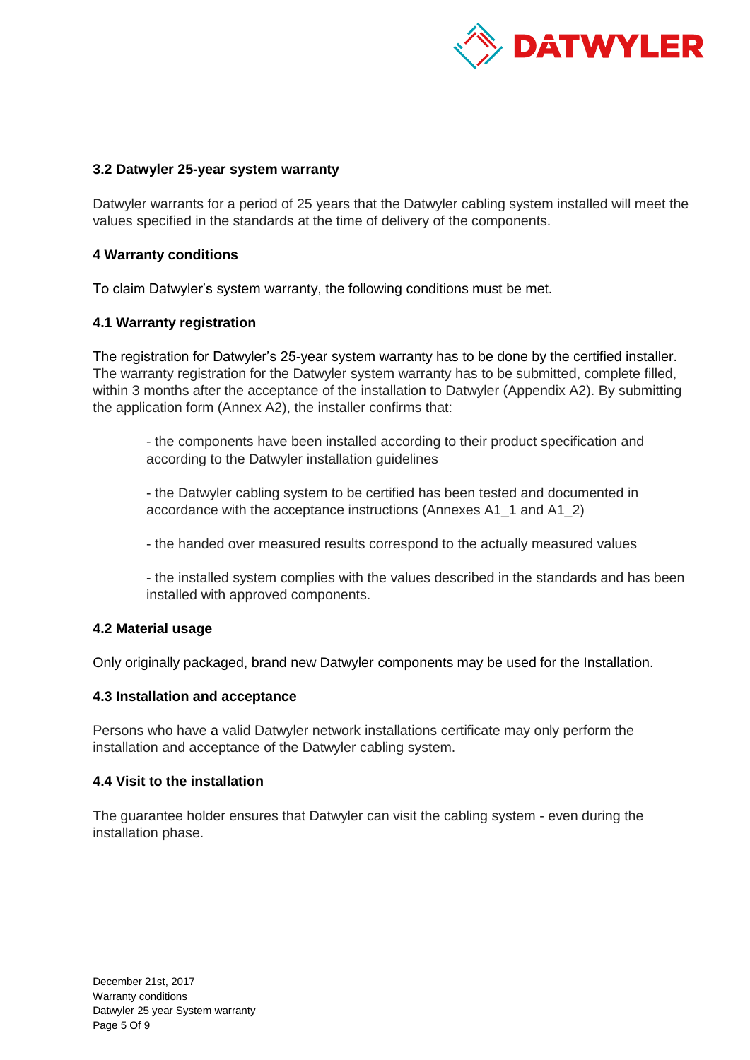### 3.2 Datwyler 25-year system warranty

Datwyler warrants for a period of 25 years that the Datwyler cabling system installed will meet the values specified in the standards at the time of delivery of the components.

## 4 Warranty conditions

To claim Datwyler's system warranty, the following conditions must be met.

### 4.1 Warranty registration

The registration for Datwyler's 25-year system warranty has to be done by the certified installer. The warranty registration for the Datwyler system warranty has to be submitted, complete filled, within 3 months after the acceptance of the installation to Datwyler (Appendix A2). By submitting the application form (Annex A2), the installer confirms that:

- the components have been installed according to their product specification and according to the Datwyler installation guidelines
- the Datwyler cabling system to be certified has been tested and documented in accordance with the acceptance instructions (Annexes A1_1 and A1_2)
- the handed over measured results correspond to the actually measured values
- the installed system complies with the values described in the standards and has been installed with approved components.

### 4.2 Material usage

Only originally packaged, brand new Datwyler components may be used for the Installation.

### 4.3 Installation and acceptance

Persons who have a valid Datwyler network installations certificate may only perform the installation and acceptance of the Datwyler cabling system.

### 4.4 Visit to the installation

The guarantee holder ensures that Datwyler can visit the cabling system - even during the installation phase.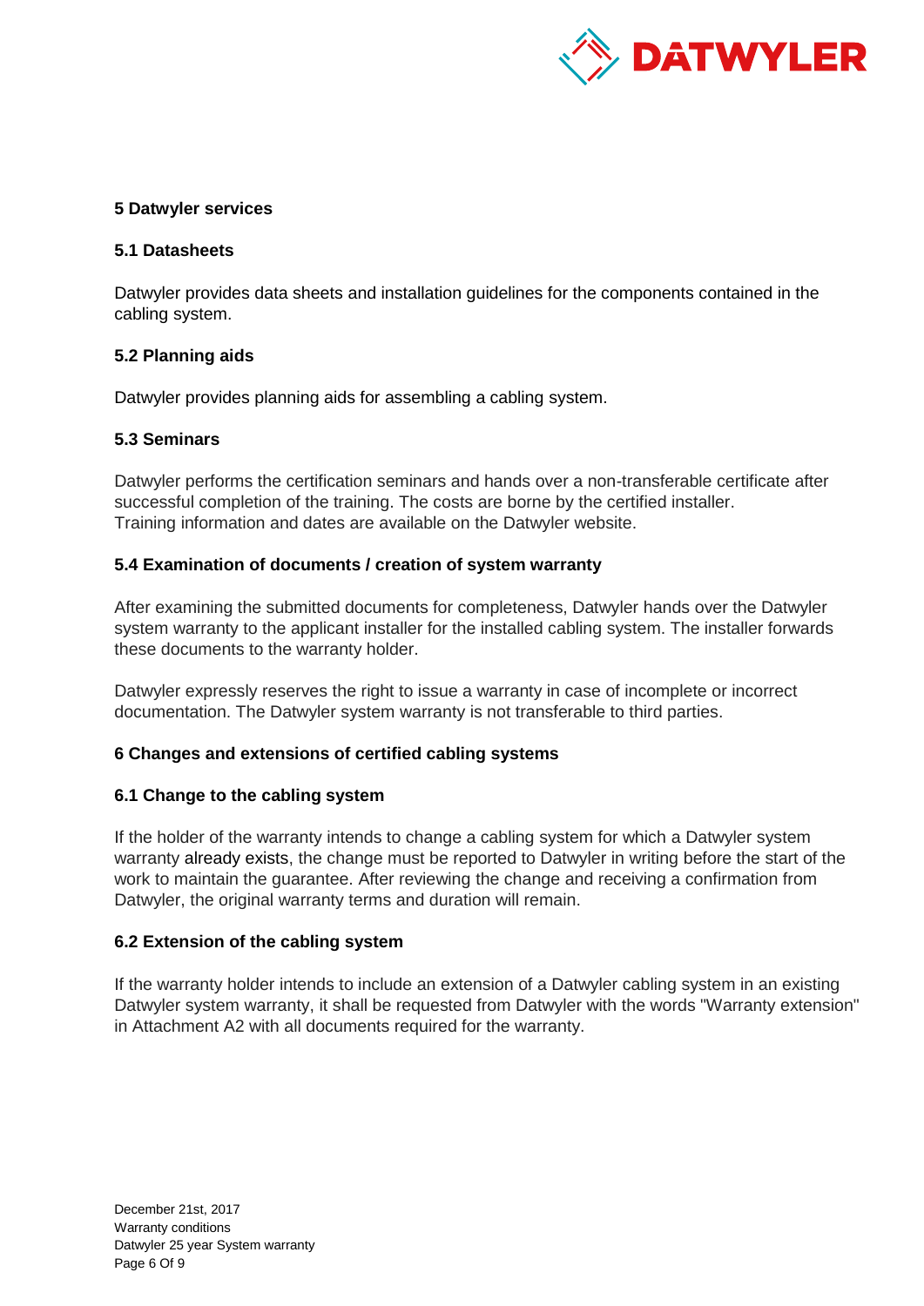## 5 Datwyler services

### 5.1 Datasheets

Datwyler provides data sheets and installation guidelines for the components contained in the cabling system.

### 5.2 Planning aids

Datwyler provides planning aids for assembling a cabling system.

### 5.3 Seminars

Datwyler performs the certification seminars and hands over a non-transferable certificate after successful completion of the training. The costs are borne by the certified installer.
Training information and dates are available on the Datwyler website.

### 5.4 Examination of documents / creation of system warranty

After examining the submitted documents for completeness, Datwyler hands over the Datwyler system warranty to the applicant installer for the installed cabling system. The installer forwards these documents to the warranty holder.

Datwyler expressly reserves the right to issue a warranty in case of incomplete or incorrect documentation. The Datwyler system warranty is not transferable to third parties.

## 6 Changes and extensions of certified cabling systems

### 6.1 Change to the cabling system

If the holder of the warranty intends to change a cabling system for which a Datwyler system warranty already exists, the change must be reported to Datwyler in writing before the start of the work to maintain the guarantee. After reviewing the change and receiving a confirmation from Datwyler, the original warranty terms and duration will remain.

### 6.2 Extension of the cabling system

If the warranty holder intends to include an extension of a Datwyler cabling system in an existing Datwyler system warranty, it shall be requested from Datwyler with the words "Warranty extension" in Attachment A2 with all documents required for the warranty.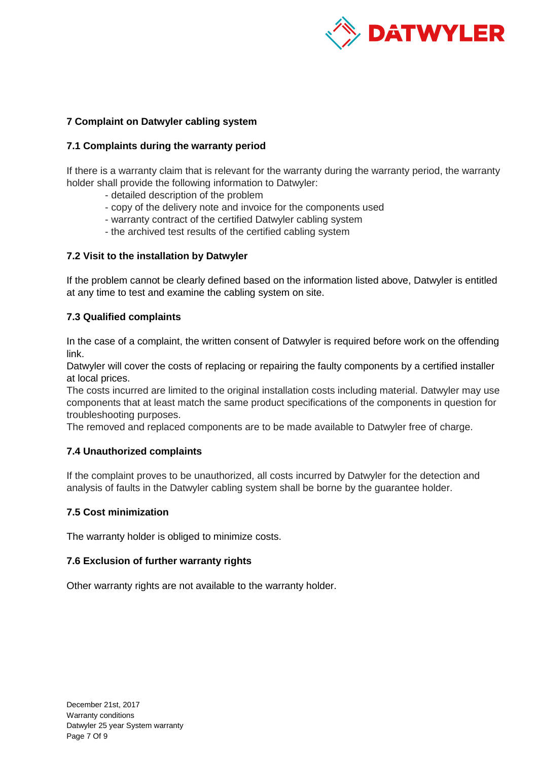## 7 Complaint on Datwyler cabling system

### 7.1 Complaints during the warranty period

If there is a warranty claim that is relevant for the warranty during the warranty period, the warranty holder shall provide the following information to Datwyler:

- detailed description of the problem
- copy of the delivery note and invoice for the components used
- warranty contract of the certified Datwyler cabling system
- the archived test results of the certified cabling system

### 7.2 Visit to the installation by Datwyler

If the problem cannot be clearly defined based on the information listed above, Datwyler is entitled at any time to test and examine the cabling system on site.

### 7.3 Qualified complaints

In the case of a complaint, the written consent of Datwyler is required before work on the offending link.
Datwyler will cover the costs of replacing or repairing the faulty components by a certified installer at local prices.
The costs incurred are limited to the original installation costs including material. Datwyler may use components that at least match the same product specifications of the components in question for troubleshooting purposes.
The removed and replaced components are to be made available to Datwyler free of charge.

### 7.4 Unauthorized complaints

If the complaint proves to be unauthorized, all costs incurred by Datwyler for the detection and analysis of faults in the Datwyler cabling system shall be borne by the guarantee holder.

### 7.5 Cost minimization

The warranty holder is obliged to minimize costs.

### 7.6 Exclusion of further warranty rights

Other warranty rights are not available to the warranty holder.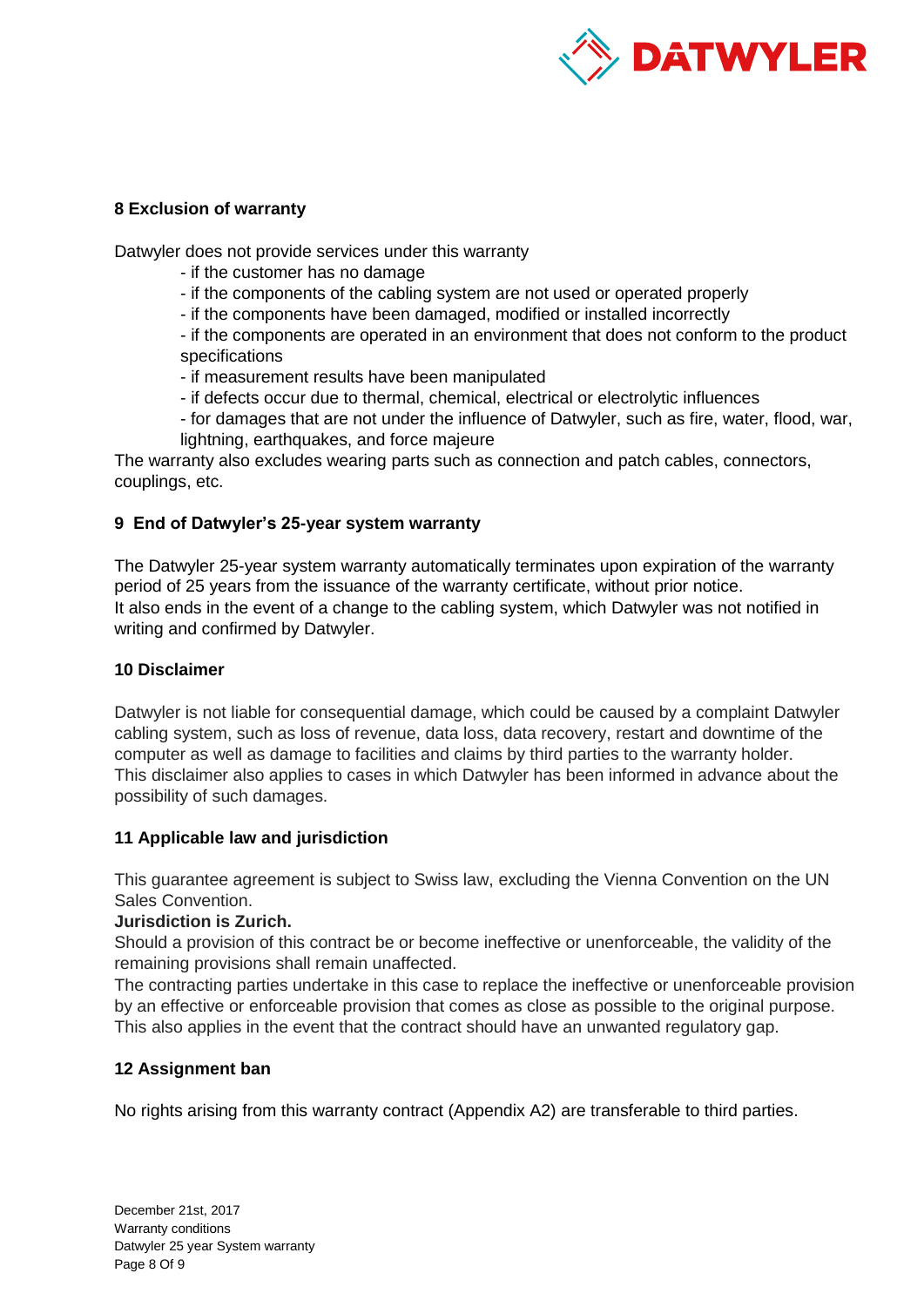## 8 Exclusion of warranty

Datwyler does not provide services under this warranty

- if the customer has no damage
- if the components of the cabling system are not used or operated properly
- if the components have been damaged, modified or installed incorrectly
- if the components are operated in an environment that does not conform to the product specifications
- if measurement results have been manipulated
- if defects occur due to thermal, chemical, electrical or electrolytic influences
- for damages that are not under the influence of Datwyler, such as fire, water, flood, war, lightning, earthquakes, and force majeure

The warranty also excludes wearing parts such as connection and patch cables, connectors, couplings, etc.

## 9 End of Datwyler's 25-year system warranty

The Datwyler 25-year system warranty automatically terminates upon expiration of the warranty period of 25 years from the issuance of the warranty certificate, without prior notice.
It also ends in the event of a change to the cabling system, which Datwyler was not notified in writing and confirmed by Datwyler.

## 10 Disclaimer

Datwyler is not liable for consequential damage, which could be caused by a complaint Datwyler cabling system, such as loss of revenue, data loss, data recovery, restart and downtime of the computer as well as damage to facilities and claims by third parties to the warranty holder.
This disclaimer also applies to cases in which Datwyler has been informed in advance about the possibility of such damages.

## 11 Applicable law and jurisdiction

This guarantee agreement is subject to Swiss law, excluding the Vienna Convention on the UN Sales Convention.
**Jurisdiction is Zurich.**
Should a provision of this contract be or become ineffective or unenforceable, the validity of the remaining provisions shall remain unaffected.
The contracting parties undertake in this case to replace the ineffective or unenforceable provision by an effective or enforceable provision that comes as close as possible to the original purpose. This also applies in the event that the contract should have an unwanted regulatory gap.

## 12 Assignment ban

No rights arising from this warranty contract (Appendix A2) are transferable to third parties.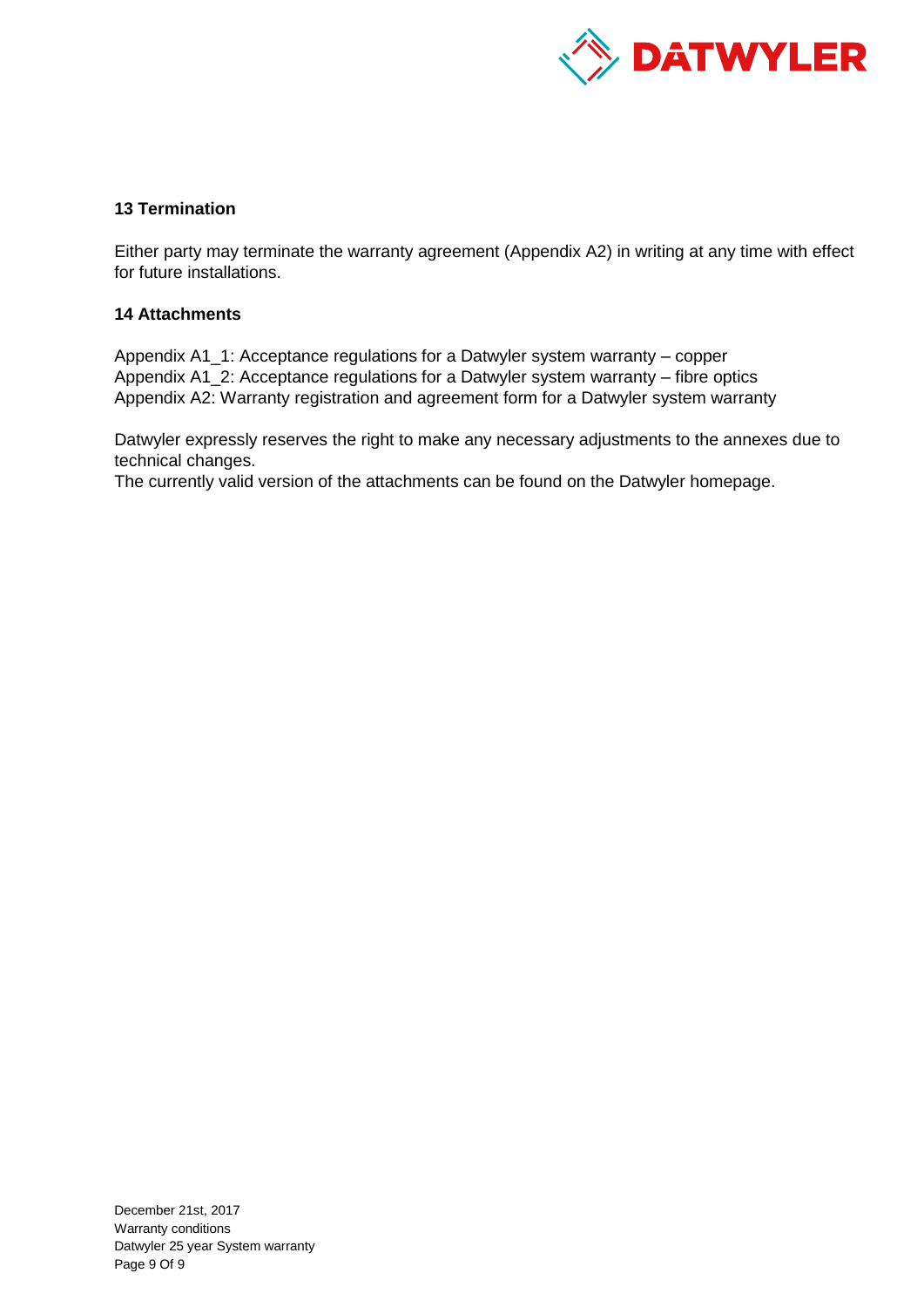## 13 Termination

Either party may terminate the warranty agreement (Appendix A2) in writing at any time with effect for future installations.

## 14 Attachments

Appendix A1_1: Acceptance regulations for a Datwyler system warranty – copper
Appendix A1_2: Acceptance regulations for a Datwyler system warranty – fibre optics
Appendix A2: Warranty registration and agreement form for a Datwyler system warranty

Datwyler expressly reserves the right to make any necessary adjustments to the annexes due to technical changes.
The currently valid version of the attachments can be found on the Datwyler homepage.